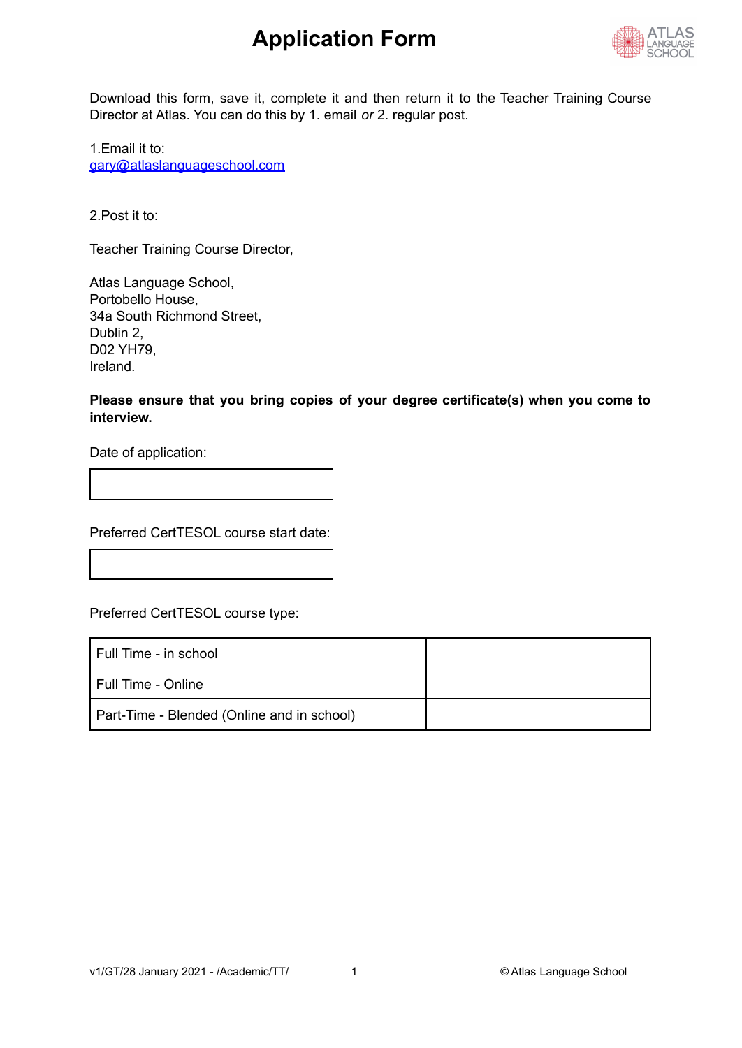# Application Form

Download this form, save it, complete it and then return it to the Teacher Training Course Director at Atlas. You can do this by 1. email *or* 2. regular post.

1.Email it to:
gary@atlaslanguageschool.com

2.Post it to:

Teacher Training Course Director,

Atlas Language School,
Portobello House,
34a South Richmond Street,
Dublin 2,
D02 YH79,
Ireland.

**Please ensure that you bring copies of your degree certificate(s) when you come to interview.**

Date of application:

| |
|---|
| |

Preferred CertTESOL course start date:

| |
|---|
| |

Preferred CertTESOL course type:

| | |
|---|---|
| Full Time - in school | |
| Full Time - Online | |
| Part-Time - Blended (Online and in school) | |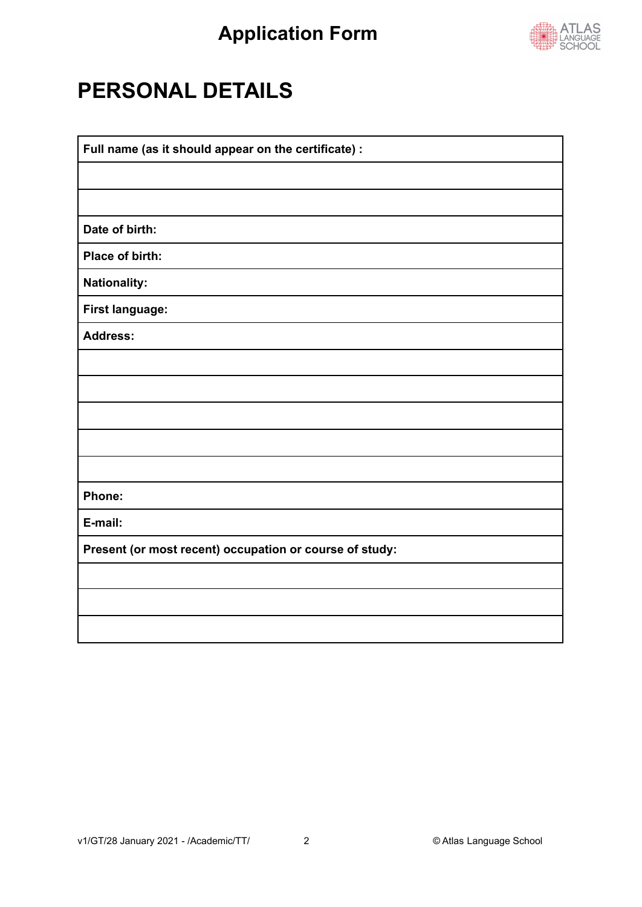# PERSONAL DETAILS

| **Full name (as it should appear on the certificate) :** |
|---|
| |
| |
| **Date of birth:** |
| **Place of birth:** |
| **Nationality:** |
| **First language:** |
| **Address:** |
| |
| |
| |
| |
| |
| **Phone:** |
| **E-mail:** |
| **Present (or most recent) occupation or course of study:** |
| |
| |
| |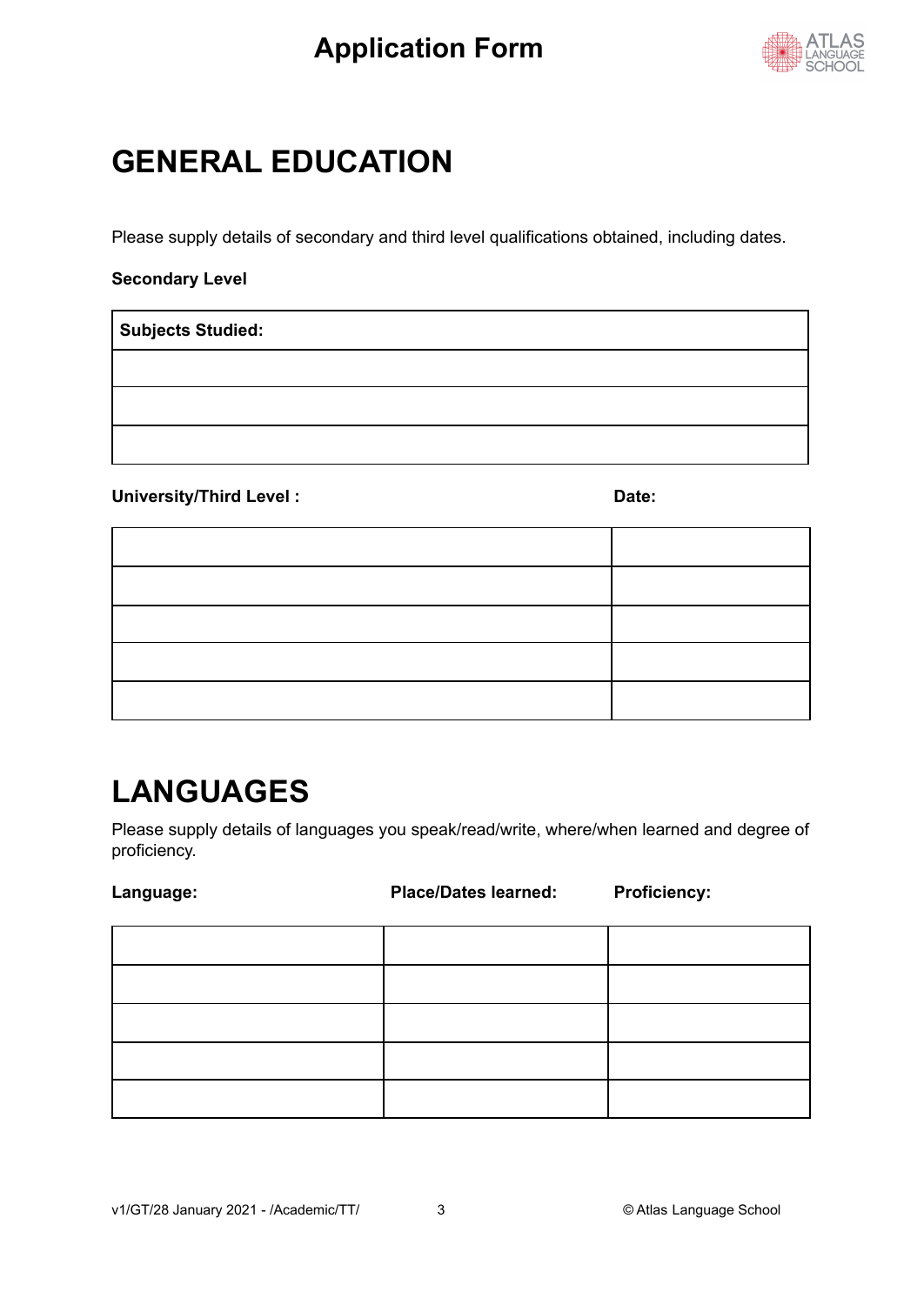# GENERAL EDUCATION

Please supply details of secondary and third level qualifications obtained, including dates.

**Secondary Level**

| **Subjects Studied:** |
| --- |
| |
| |
| |

| **University/Third Level :** | **Date:** |
| --- | --- |
| | |
| | |
| | |
| | |
| | |

# LANGUAGES

Please supply details of languages you speak/read/write, where/when learned and degree of proficiency.

| **Language:** | **Place/Dates learned:** | **Proficiency:** |
| --- | --- | --- |
| | | |
| | | |
| | | |
| | | |
| | | |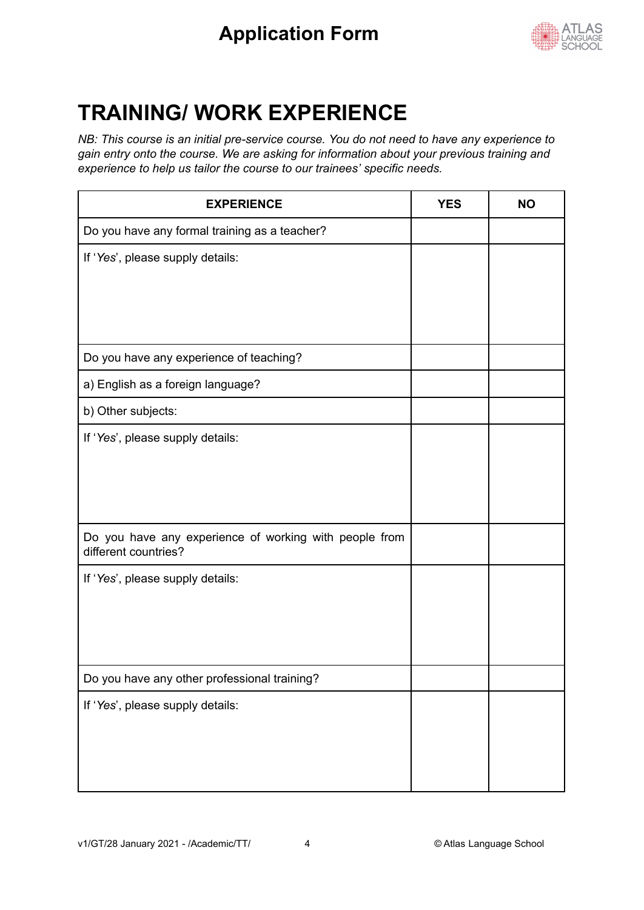# Application Form

## TRAINING/ WORK EXPERIENCE

*NB: This course is an initial pre-service course. You do not need to have any experience to gain entry onto the course. We are asking for information about your previous training and experience to help us tailor the course to our trainees' specific needs.*

| EXPERIENCE | YES | NO |
|---|---|---|
| Do you have any formal training as a teacher? | | |
| If '*Yes*', please supply details: | | |
| Do you have any experience of teaching? | | |
| a) English as a foreign language? | | |
| b) Other subjects: | | |
| If '*Yes*', please supply details: | | |
| Do you have any experience of working with people from different countries? | | |
| If '*Yes*', please supply details: | | |
| Do you have any other professional training? | | |
| If '*Yes*', please supply details: | | |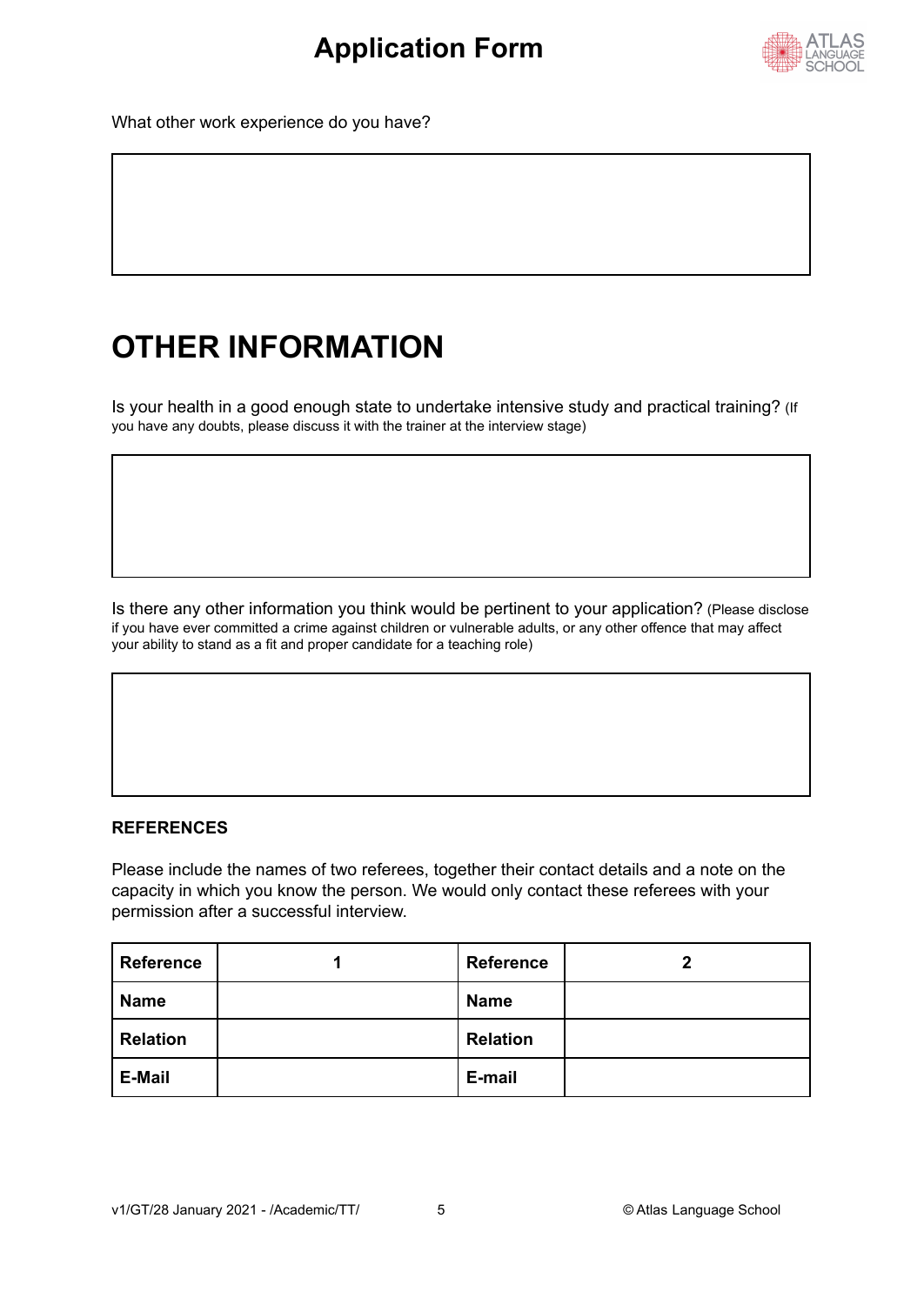What other work experience do you have?

# OTHER INFORMATION

Is your health in a good enough state to undertake intensive study and practical training? (If you have any doubts, please discuss it with the trainer at the interview stage)

Is there any other information you think would be pertinent to your application? (Please disclose if you have ever committed a crime against children or vulnerable adults, or any other offence that may affect your ability to stand as a fit and proper candidate for a teaching role)

**REFERENCES**

Please include the names of two referees, together their contact details and a note on the capacity in which you know the person. We would only contact these referees with your permission after a successful interview.

| **Reference** | **1** | **Reference** | **2** |
|---|---|---|---|
| **Name** | | **Name** | |
| **Relation** | | **Relation** | |
| **E-Mail** | | **E-mail** | |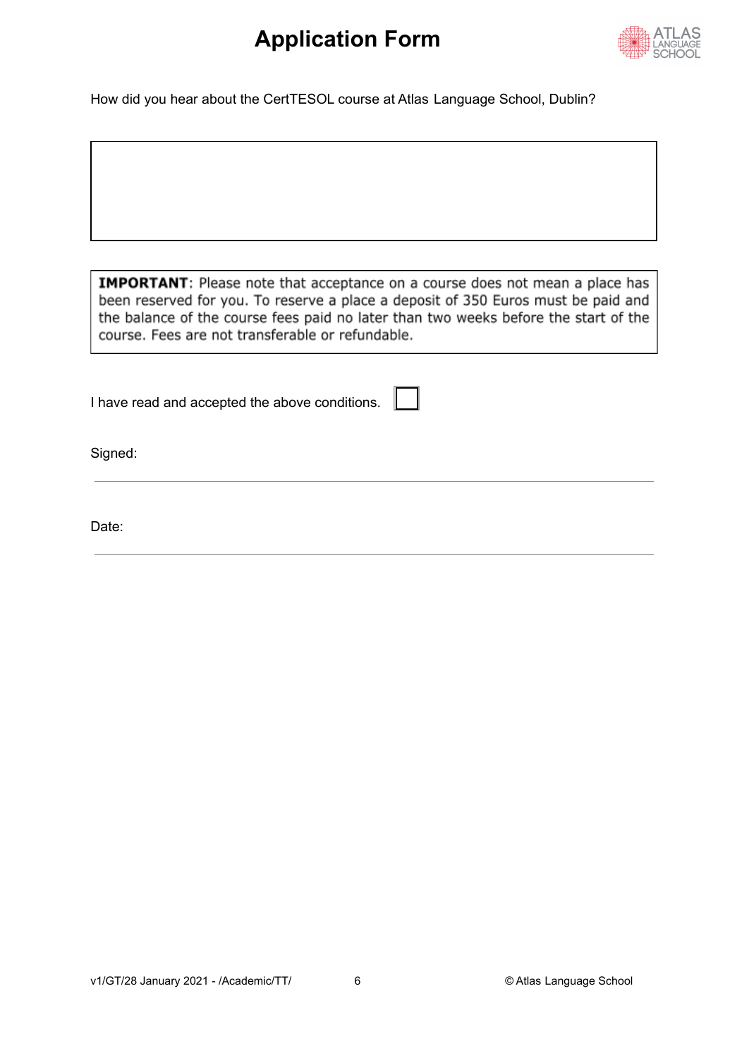# Application Form

How did you hear about the CertTESOL course at Atlas Language School, Dublin?

| |
|---|
| |

**IMPORTANT**: Please note that acceptance on a course does not mean a place has been reserved for you. To reserve a place a deposit of 350 Euros must be paid and the balance of the course fees paid no later than two weeks before the start of the course. Fees are not transferable or refundable.

I have read and accepted the above conditions. ☐

Signed:

---

Date:

---